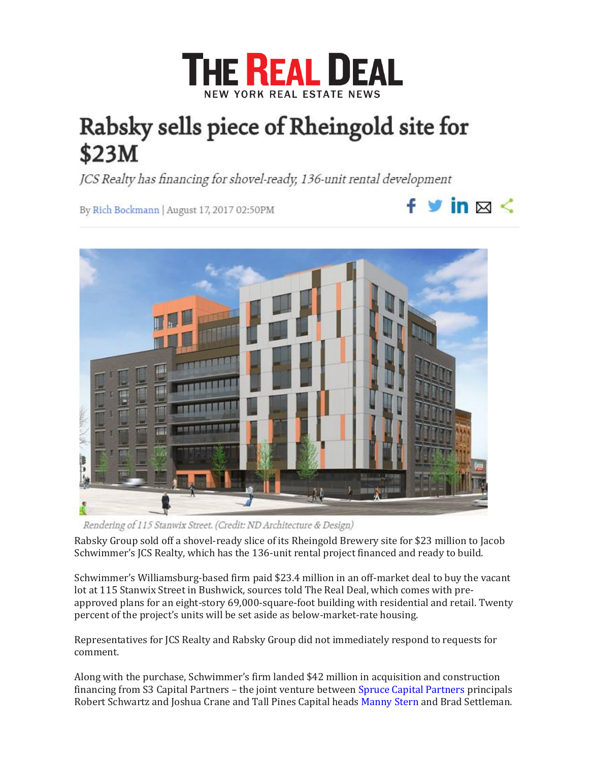THE REAL DEAL
NEW YORK REAL ESTATE NEWS

# Rabsky sells piece of Rheingold site for $23M

*JCS Realty has financing for shovel-ready, 136-unit rental development*

By Rich Bockmann | August 17, 2017 02:50PM

*Rendering of 115 Stanwix Street. (Credit: ND Architecture & Design)*

Rabsky Group sold off a shovel-ready slice of its Rheingold Brewery site for $23 million to Jacob Schwimmer's JCS Realty, which has the 136-unit rental project financed and ready to build.

Schwimmer's Williamsburg-based firm paid $23.4 million in an off-market deal to buy the vacant lot at 115 Stanwix Street in Bushwick, sources told The Real Deal, which comes with pre-approved plans for an eight-story 69,000-square-foot building with residential and retail. Twenty percent of the project's units will be set aside as below-market-rate housing.

Representatives for JCS Realty and Rabsky Group did not immediately respond to requests for comment.

Along with the purchase, Schwimmer's firm landed $42 million in acquisition and construction financing from S3 Capital Partners – the joint venture between Spruce Capital Partners principals Robert Schwartz and Joshua Crane and Tall Pines Capital heads Manny Stern and Brad Settleman.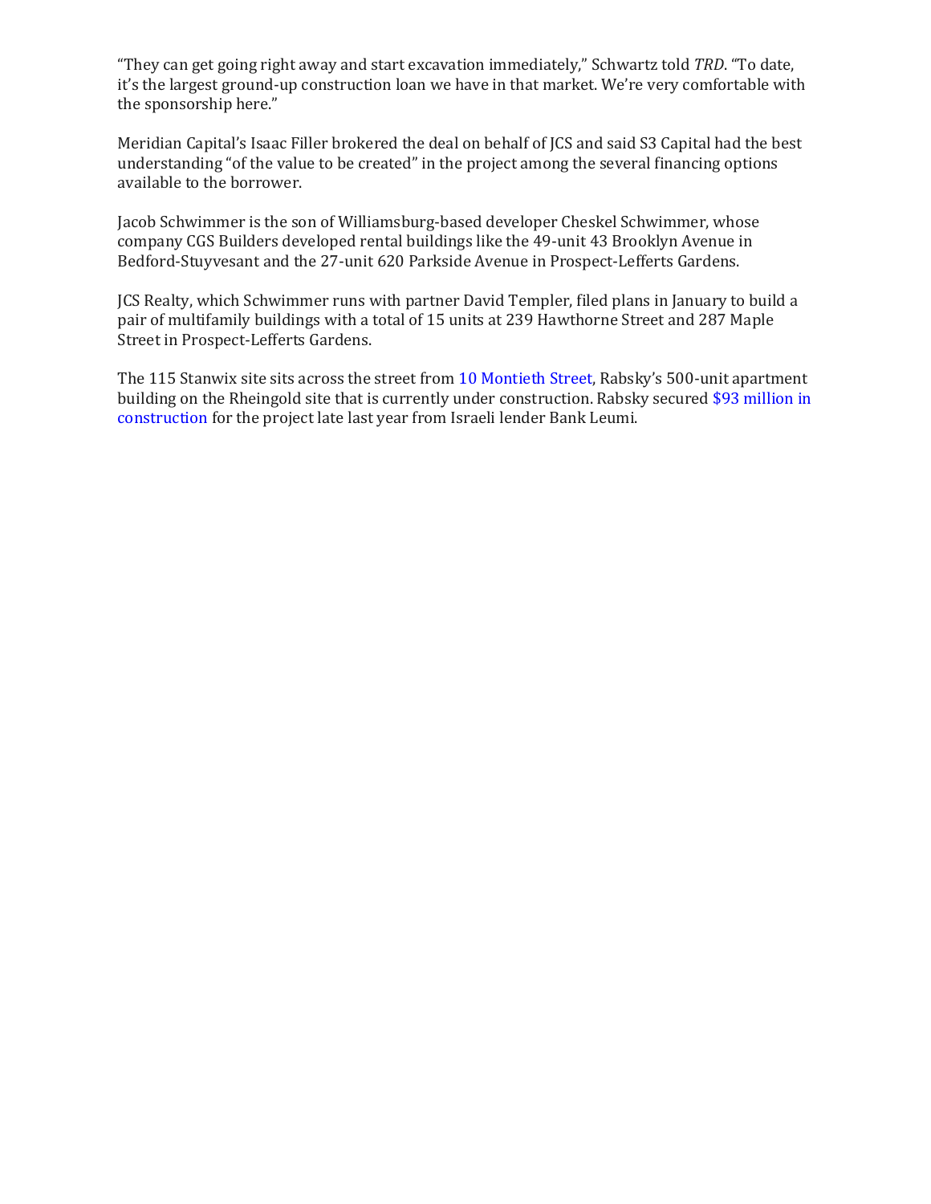"They can get going right away and start excavation immediately," Schwartz told *TRD*. "To date, it's the largest ground-up construction loan we have in that market. We're very comfortable with the sponsorship here."

Meridian Capital's Isaac Filler brokered the deal on behalf of JCS and said S3 Capital had the best understanding "of the value to be created" in the project among the several financing options available to the borrower.

Jacob Schwimmer is the son of Williamsburg-based developer Cheskel Schwimmer, whose company CGS Builders developed rental buildings like the 49-unit 43 Brooklyn Avenue in Bedford-Stuyvesant and the 27-unit 620 Parkside Avenue in Prospect-Lefferts Gardens.

JCS Realty, which Schwimmer runs with partner David Templer, filed plans in January to build a pair of multifamily buildings with a total of 15 units at 239 Hawthorne Street and 287 Maple Street in Prospect-Lefferts Gardens.

The 115 Stanwix site sits across the street from 10 Montieth Street, Rabsky's 500-unit apartment building on the Rheingold site that is currently under construction. Rabsky secured $93 million in construction for the project late last year from Israeli lender Bank Leumi.